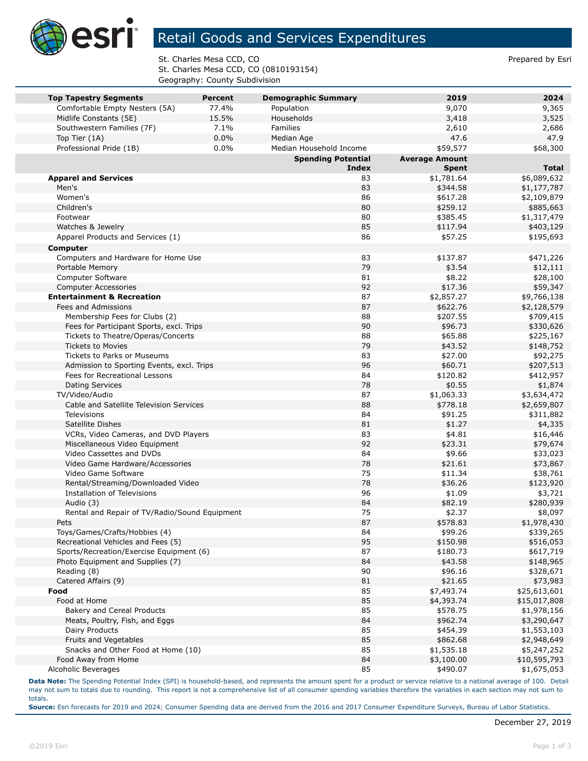# Retail Goods and Services Expenditures

St. Charles Mesa CCD, CO
St. Charles Mesa CCD, CO (0810193154)
Geography: County Subdivision

Prepared by Esri

| Top Tapestry Segments | Percent | Demographic Summary | 2019 | 2024 |
|---|---|---|---|---|
| Comfortable Empty Nesters (5A) | 77.4% | Population | 9,070 | 9,365 |
| Midlife Constants (5E) | 15.5% | Households | 3,418 | 3,525 |
| Southwestern Families (7F) | 7.1% | Families | 2,610 | 2,686 |
| Top Tier (1A) | 0.0% | Median Age | 47.6 | 47.9 |
| Professional Pride (1B) | 0.0% | Median Household Income | $59,577 | $68,300 |

| | Spending Potential Index | Average Amount Spent | Total |
|---|---|---|---|
| **Apparel and Services** | 83 | $1,781.64 | $6,089,632 |
| Men's | 83 | $344.58 | $1,177,787 |
| Women's | 86 | $617.28 | $2,109,879 |
| Children's | 80 | $259.12 | $885,663 |
| Footwear | 80 | $385.45 | $1,317,479 |
| Watches & Jewelry | 85 | $117.94 | $403,129 |
| Apparel Products and Services (1) | 86 | $57.25 | $195,693 |
| **Computer** | | | |
| Computers and Hardware for Home Use | 83 | $137.87 | $471,226 |
| Portable Memory | 79 | $3.54 | $12,111 |
| Computer Software | 81 | $8.22 | $28,100 |
| Computer Accessories | 92 | $17.36 | $59,347 |
| **Entertainment & Recreation** | 87 | $2,857.27 | $9,766,138 |
| Fees and Admissions | 87 | $622.76 | $2,128,579 |
| Membership Fees for Clubs (2) | 88 | $207.55 | $709,415 |
| Fees for Participant Sports, excl. Trips | 90 | $96.73 | $330,626 |
| Tickets to Theatre/Operas/Concerts | 88 | $65.88 | $225,167 |
| Tickets to Movies | 79 | $43.52 | $148,752 |
| Tickets to Parks or Museums | 83 | $27.00 | $92,275 |
| Admission to Sporting Events, excl. Trips | 96 | $60.71 | $207,513 |
| Fees for Recreational Lessons | 84 | $120.82 | $412,957 |
| Dating Services | 78 | $0.55 | $1,874 |
| TV/Video/Audio | 87 | $1,063.33 | $3,634,472 |
| Cable and Satellite Television Services | 88 | $778.18 | $2,659,807 |
| Televisions | 84 | $91.25 | $311,882 |
| Satellite Dishes | 81 | $1.27 | $4,335 |
| VCRs, Video Cameras, and DVD Players | 83 | $4.81 | $16,446 |
| Miscellaneous Video Equipment | 92 | $23.31 | $79,674 |
| Video Cassettes and DVDs | 84 | $9.66 | $33,023 |
| Video Game Hardware/Accessories | 78 | $21.61 | $73,867 |
| Video Game Software | 75 | $11.34 | $38,761 |
| Rental/Streaming/Downloaded Video | 78 | $36.26 | $123,920 |
| Installation of Televisions | 96 | $1.09 | $3,721 |
| Audio (3) | 84 | $82.19 | $280,939 |
| Rental and Repair of TV/Radio/Sound Equipment | 75 | $2.37 | $8,097 |
| Pets | 87 | $578.83 | $1,978,430 |
| Toys/Games/Crafts/Hobbies (4) | 84 | $99.26 | $339,265 |
| Recreational Vehicles and Fees (5) | 95 | $150.98 | $516,053 |
| Sports/Recreation/Exercise Equipment (6) | 87 | $180.73 | $617,719 |
| Photo Equipment and Supplies (7) | 84 | $43.58 | $148,965 |
| Reading (8) | 90 | $96.16 | $328,671 |
| Catered Affairs (9) | 81 | $21.65 | $73,983 |
| **Food** | 85 | $7,493.74 | $25,613,601 |
| Food at Home | 85 | $4,393.74 | $15,017,808 |
| Bakery and Cereal Products | 85 | $578.75 | $1,978,156 |
| Meats, Poultry, Fish, and Eggs | 84 | $962.74 | $3,290,647 |
| Dairy Products | 85 | $454.39 | $1,553,103 |
| Fruits and Vegetables | 85 | $862.68 | $2,948,649 |
| Snacks and Other Food at Home (10) | 85 | $1,535.18 | $5,247,252 |
| Food Away from Home | 84 | $3,100.00 | $10,595,793 |
| Alcoholic Beverages | 85 | $490.07 | $1,675,053 |

**Data Note:** The Spending Potential Index (SPI) is household-based, and represents the amount spent for a product or service relative to a national average of 100. Detail may not sum to totals due to rounding. This report is not a comprehensive list of all consumer spending variables therefore the variables in each section may not sum to totals.
**Source:** Esri forecasts for 2019 and 2024; Consumer Spending data are derived from the 2016 and 2017 Consumer Expenditure Surveys, Bureau of Labor Statistics.

December 27, 2019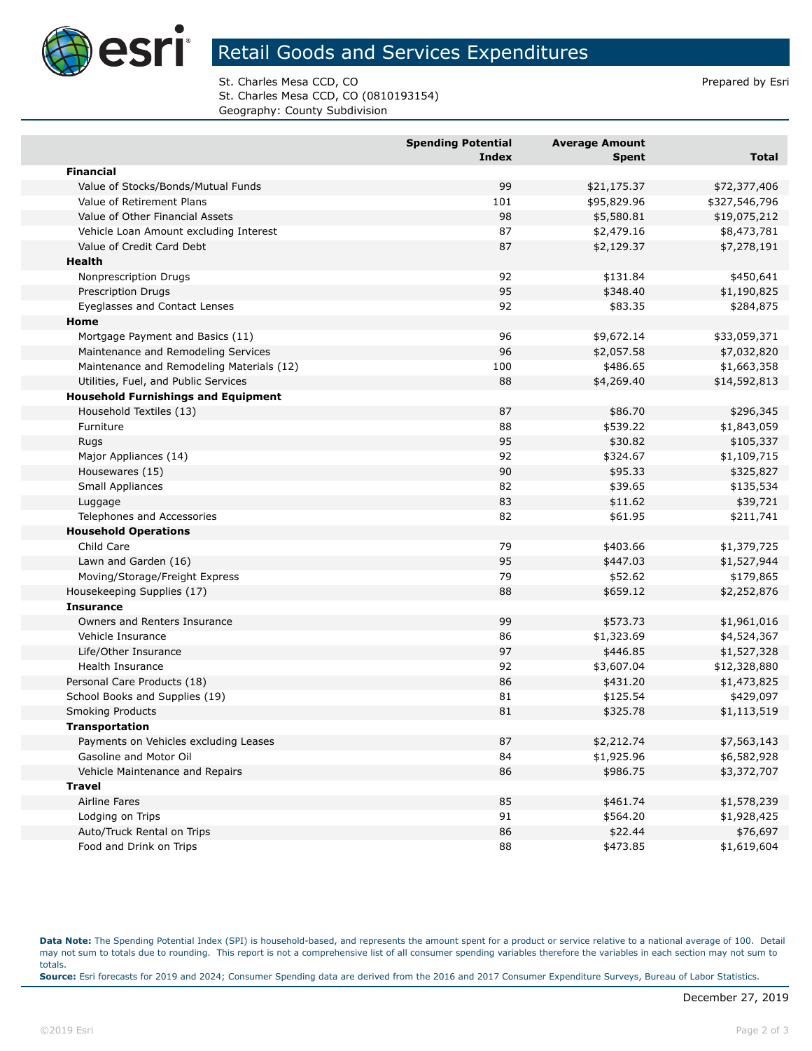# Retail Goods and Services Expenditures

St. Charles Mesa CCD, CO
St. Charles Mesa CCD, CO (0810193154)
Geography: County Subdivision

Prepared by Esri

| | Spending Potential Index | Average Amount Spent | Total |
|---|---|---|---|
| **Financial** | | | |
| Value of Stocks/Bonds/Mutual Funds | 99 | $21,175.37 | $72,377,406 |
| Value of Retirement Plans | 101 | $95,829.96 | $327,546,796 |
| Value of Other Financial Assets | 98 | $5,580.81 | $19,075,212 |
| Vehicle Loan Amount excluding Interest | 87 | $2,479.16 | $8,473,781 |
| Value of Credit Card Debt | 87 | $2,129.37 | $7,278,191 |
| **Health** | | | |
| Nonprescription Drugs | 92 | $131.84 | $450,641 |
| Prescription Drugs | 95 | $348.40 | $1,190,825 |
| Eyeglasses and Contact Lenses | 92 | $83.35 | $284,875 |
| **Home** | | | |
| Mortgage Payment and Basics (11) | 96 | $9,672.14 | $33,059,371 |
| Maintenance and Remodeling Services | 96 | $2,057.58 | $7,032,820 |
| Maintenance and Remodeling Materials (12) | 100 | $486.65 | $1,663,358 |
| Utilities, Fuel, and Public Services | 88 | $4,269.40 | $14,592,813 |
| **Household Furnishings and Equipment** | | | |
| Household Textiles (13) | 87 | $86.70 | $296,345 |
| Furniture | 88 | $539.22 | $1,843,059 |
| Rugs | 95 | $30.82 | $105,337 |
| Major Appliances (14) | 92 | $324.67 | $1,109,715 |
| Housewares (15) | 90 | $95.33 | $325,827 |
| Small Appliances | 82 | $39.65 | $135,534 |
| Luggage | 83 | $11.62 | $39,721 |
| Telephones and Accessories | 82 | $61.95 | $211,741 |
| **Household Operations** | | | |
| Child Care | 79 | $403.66 | $1,379,725 |
| Lawn and Garden (16) | 95 | $447.03 | $1,527,944 |
| Moving/Storage/Freight Express | 79 | $52.62 | $179,865 |
| Housekeeping Supplies (17) | 88 | $659.12 | $2,252,876 |
| **Insurance** | | | |
| Owners and Renters Insurance | 99 | $573.73 | $1,961,016 |
| Vehicle Insurance | 86 | $1,323.69 | $4,524,367 |
| Life/Other Insurance | 97 | $446.85 | $1,527,328 |
| Health Insurance | 92 | $3,607.04 | $12,328,880 |
| Personal Care Products (18) | 86 | $431.20 | $1,473,825 |
| School Books and Supplies (19) | 81 | $125.54 | $429,097 |
| Smoking Products | 81 | $325.78 | $1,113,519 |
| **Transportation** | | | |
| Payments on Vehicles excluding Leases | 87 | $2,212.74 | $7,563,143 |
| Gasoline and Motor Oil | 84 | $1,925.96 | $6,582,928 |
| Vehicle Maintenance and Repairs | 86 | $986.75 | $3,372,707 |
| **Travel** | | | |
| Airline Fares | 85 | $461.74 | $1,578,239 |
| Lodging on Trips | 91 | $564.20 | $1,928,425 |
| Auto/Truck Rental on Trips | 86 | $22.44 | $76,697 |
| Food and Drink on Trips | 88 | $473.85 | $1,619,604 |

**Data Note:** The Spending Potential Index (SPI) is household-based, and represents the amount spent for a product or service relative to a national average of 100. Detail may not sum to totals due to rounding. This report is not a comprehensive list of all consumer spending variables therefore the variables in each section may not sum to totals.
**Source:** Esri forecasts for 2019 and 2024; Consumer Spending data are derived from the 2016 and 2017 Consumer Expenditure Surveys, Bureau of Labor Statistics.

December 27, 2019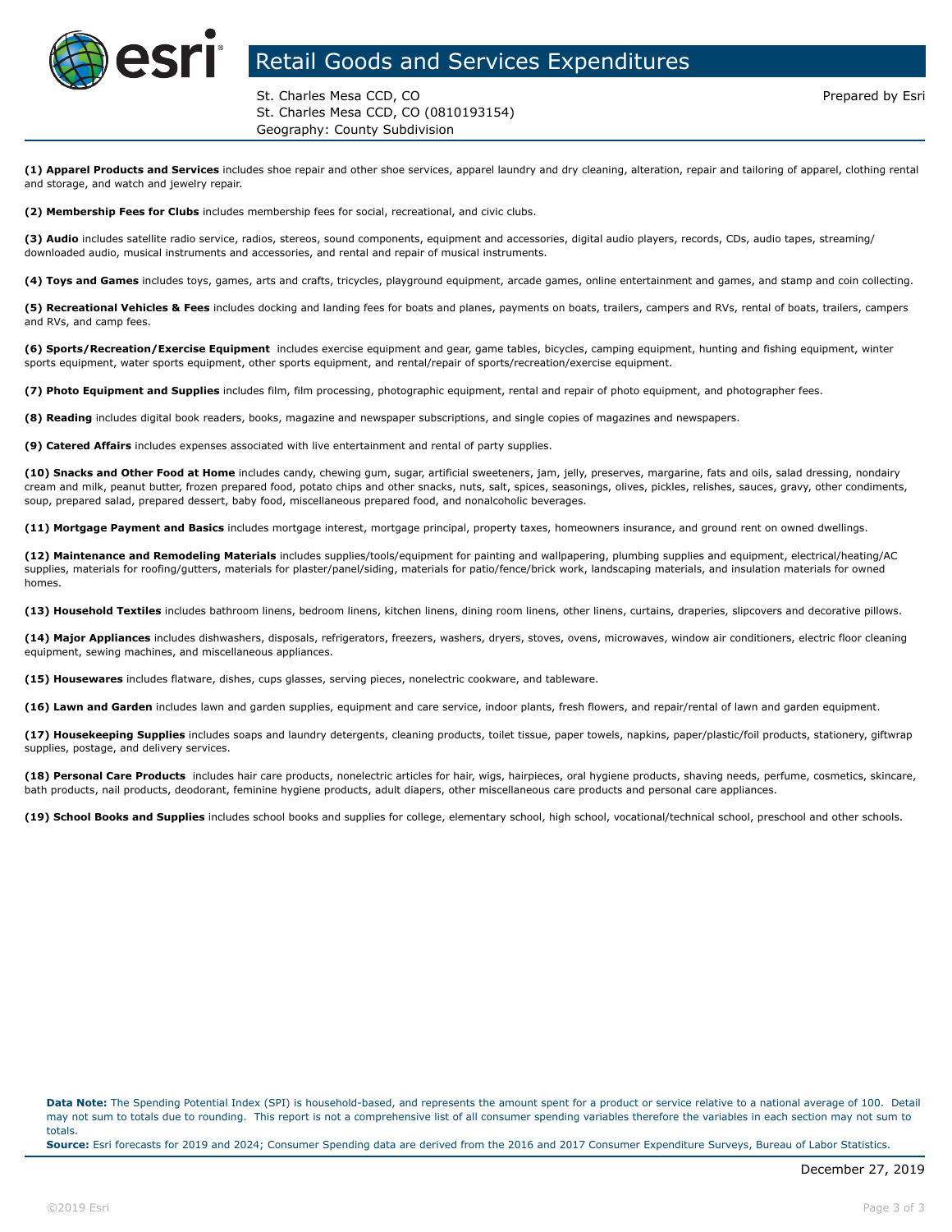# Retail Goods and Services Expenditures

St. Charles Mesa CCD, CO
St. Charles Mesa CCD, CO (0810193154)
Geography: County Subdivision

Prepared by Esri

**(1) Apparel Products and Services** includes shoe repair and other shoe services, apparel laundry and dry cleaning, alteration, repair and tailoring of apparel, clothing rental and storage, and watch and jewelry repair.

**(2) Membership Fees for Clubs** includes membership fees for social, recreational, and civic clubs.

**(3) Audio** includes satellite radio service, radios, stereos, sound components, equipment and accessories, digital audio players, records, CDs, audio tapes, streaming/downloaded audio, musical instruments and accessories, and rental and repair of musical instruments.

**(4) Toys and Games** includes toys, games, arts and crafts, tricycles, playground equipment, arcade games, online entertainment and games, and stamp and coin collecting.

**(5) Recreational Vehicles & Fees** includes docking and landing fees for boats and planes, payments on boats, trailers, campers and RVs, rental of boats, trailers, campers and RVs, and camp fees.

**(6) Sports/Recreation/Exercise Equipment** includes exercise equipment and gear, game tables, bicycles, camping equipment, hunting and fishing equipment, winter sports equipment, water sports equipment, other sports equipment, and rental/repair of sports/recreation/exercise equipment.

**(7) Photo Equipment and Supplies** includes film, film processing, photographic equipment, rental and repair of photo equipment, and photographer fees.

**(8) Reading** includes digital book readers, books, magazine and newspaper subscriptions, and single copies of magazines and newspapers.

**(9) Catered Affairs** includes expenses associated with live entertainment and rental of party supplies.

**(10) Snacks and Other Food at Home** includes candy, chewing gum, sugar, artificial sweeteners, jam, jelly, preserves, margarine, fats and oils, salad dressing, nondairy cream and milk, peanut butter, frozen prepared food, potato chips and other snacks, nuts, salt, spices, seasonings, olives, pickles, relishes, sauces, gravy, other condiments, soup, prepared salad, prepared dessert, baby food, miscellaneous prepared food, and nonalcoholic beverages.

**(11) Mortgage Payment and Basics** includes mortgage interest, mortgage principal, property taxes, homeowners insurance, and ground rent on owned dwellings.

**(12) Maintenance and Remodeling Materials** includes supplies/tools/equipment for painting and wallpapering, plumbing supplies and equipment, electrical/heating/AC supplies, materials for roofing/gutters, materials for plaster/panel/siding, materials for patio/fence/brick work, landscaping materials, and insulation materials for owned homes.

**(13) Household Textiles** includes bathroom linens, bedroom linens, kitchen linens, dining room linens, other linens, curtains, draperies, slipcovers and decorative pillows.

**(14) Major Appliances** includes dishwashers, disposals, refrigerators, freezers, washers, dryers, stoves, ovens, microwaves, window air conditioners, electric floor cleaning equipment, sewing machines, and miscellaneous appliances.

**(15) Housewares** includes flatware, dishes, cups glasses, serving pieces, nonelectric cookware, and tableware.

**(16) Lawn and Garden** includes lawn and garden supplies, equipment and care service, indoor plants, fresh flowers, and repair/rental of lawn and garden equipment.

**(17) Housekeeping Supplies** includes soaps and laundry detergents, cleaning products, toilet tissue, paper towels, napkins, paper/plastic/foil products, stationery, giftwrap supplies, postage, and delivery services.

**(18) Personal Care Products** includes hair care products, nonelectric articles for hair, wigs, hairpieces, oral hygiene products, shaving needs, perfume, cosmetics, skincare, bath products, nail products, deodorant, feminine hygiene products, adult diapers, other miscellaneous care products and personal care appliances.

**(19) School Books and Supplies** includes school books and supplies for college, elementary school, high school, vocational/technical school, preschool and other schools.

**Data Note:** The Spending Potential Index (SPI) is household-based, and represents the amount spent for a product or service relative to a national average of 100. Detail may not sum to totals due to rounding. This report is not a comprehensive list of all consumer spending variables therefore the variables in each section may not sum to totals.
**Source:** Esri forecasts for 2019 and 2024; Consumer Spending data are derived from the 2016 and 2017 Consumer Expenditure Surveys, Bureau of Labor Statistics.

December 27, 2019